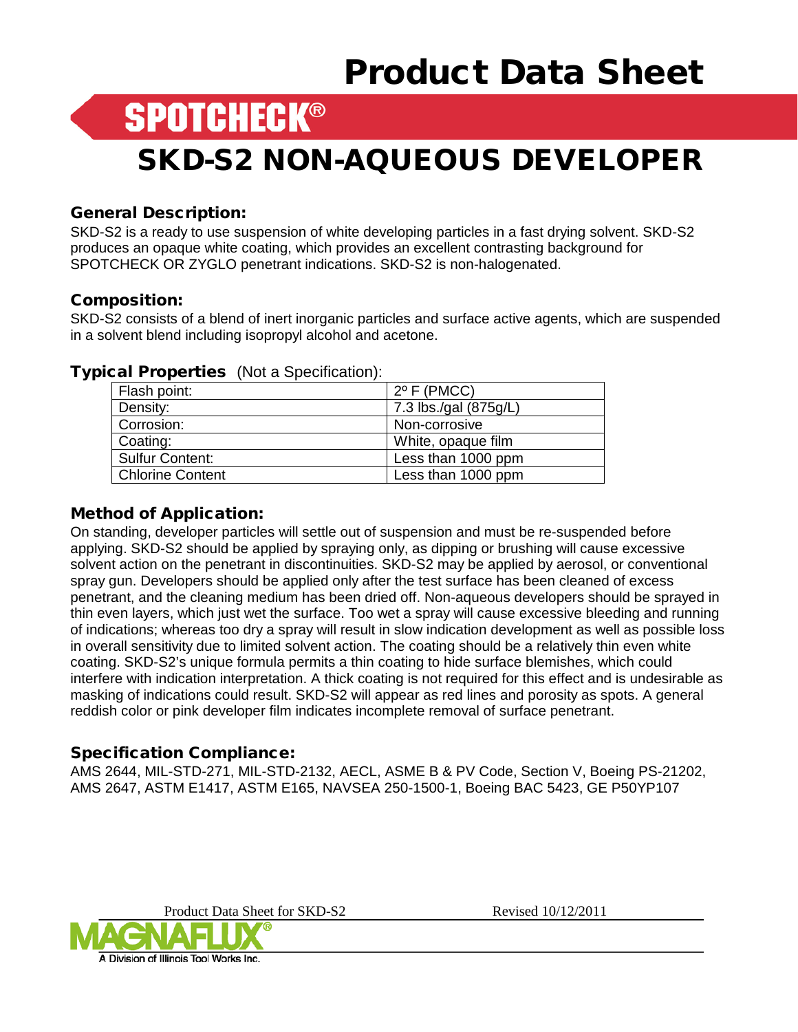# Product Data Sheet

## SPOTCHECK®

# SKD-S2 NON-AQUEOUS DEVELOPER

### General Description:

SKD-S2 is a ready to use suspension of white developing particles in a fast drying solvent. SKD-S2 produces an opaque white coating, which provides an excellent contrasting background for SPOTCHECK OR ZYGLO penetrant indications. SKD-S2 is non-halogenated.

### Composition:

SKD-S2 consists of a blend of inert inorganic particles and surface active agents, which are suspended in a solvent blend including isopropyl alcohol and acetone.

### Typical Properties (Not a Specification):

| Property | Value |
|---|---|
| Flash point: | 2º F (PMCC) |
| Density: | 7.3 lbs./gal (875g/L) |
| Corrosion: | Non-corrosive |
| Coating: | White, opaque film |
| Sulfur Content: | Less than 1000 ppm |
| Chlorine Content | Less than 1000 ppm |

### Method of Application:

On standing, developer particles will settle out of suspension and must be re-suspended before applying. SKD-S2 should be applied by spraying only, as dipping or brushing will cause excessive solvent action on the penetrant in discontinuities. SKD-S2 may be applied by aerosol, or conventional spray gun. Developers should be applied only after the test surface has been cleaned of excess penetrant, and the cleaning medium has been dried off. Non-aqueous developers should be sprayed in thin even layers, which just wet the surface. Too wet a spray will cause excessive bleeding and running of indications; whereas too dry a spray will result in slow indication development as well as possible loss in overall sensitivity due to limited solvent action. The coating should be a relatively thin even white coating. SKD-S2's unique formula permits a thin coating to hide surface blemishes, which could interfere with indication interpretation. A thick coating is not required for this effect and is undesirable as masking of indications could result. SKD-S2 will appear as red lines and porosity as spots. A general reddish color or pink developer film indicates incomplete removal of surface penetrant.

### Specification Compliance:

AMS 2644, MIL-STD-271, MIL-STD-2132, AECL, ASME B & PV Code, Section V, Boeing PS-21202, AMS 2647, ASTM E1417, ASTM E165, NAVSEA 250-1500-1, Boeing BAC 5423, GE P50YP107

Product Data Sheet for SKD-S2 Revised 10/12/2011

MAGNAFLUX®
A Division of Illinois Tool Works Inc.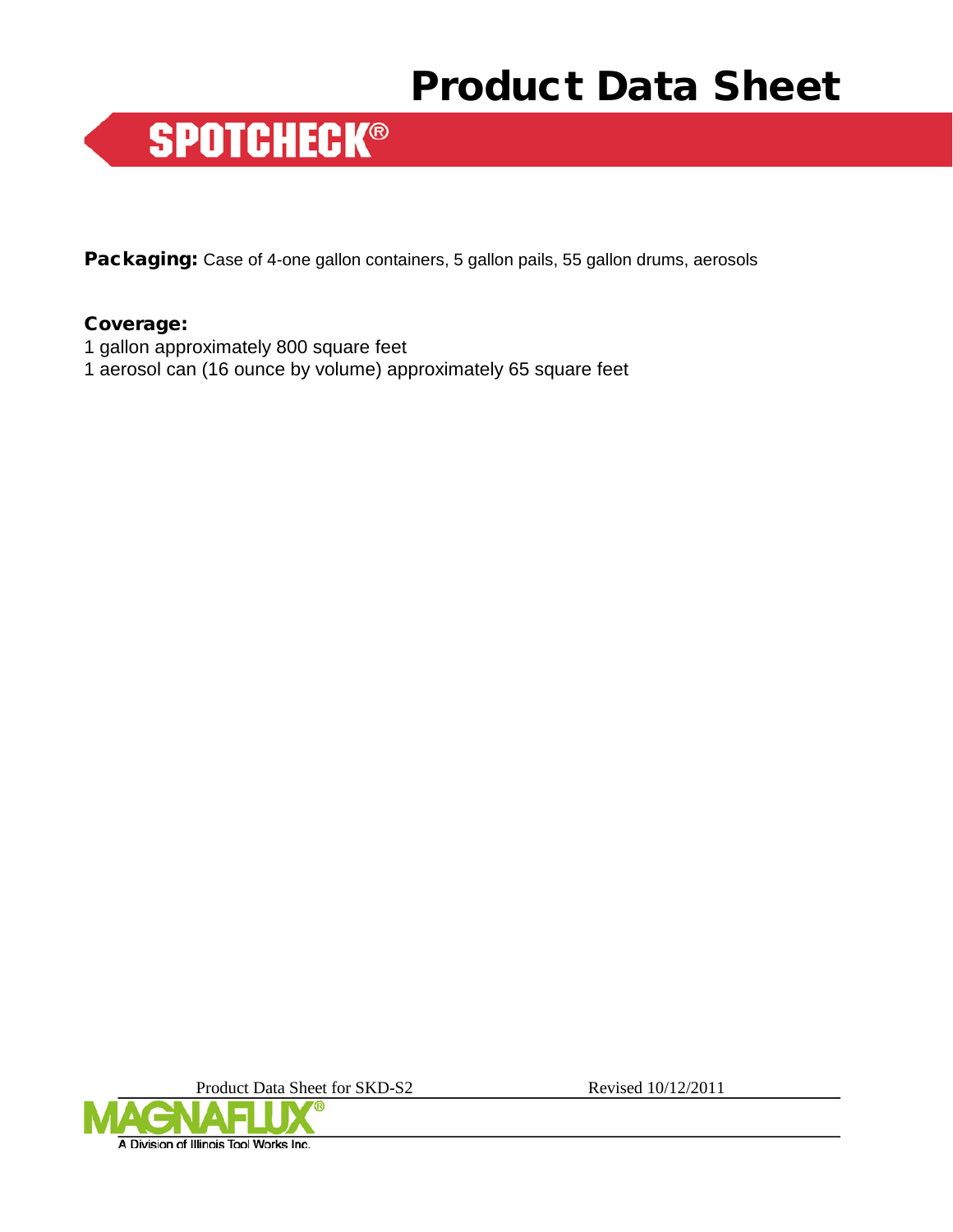**Packaging:** Case of 4-one gallon containers, 5 gallon pails, 55 gallon drums, aerosols

**Coverage:**
1 gallon approximately 800 square feet
1 aerosol can (16 ounce by volume) approximately 65 square feet